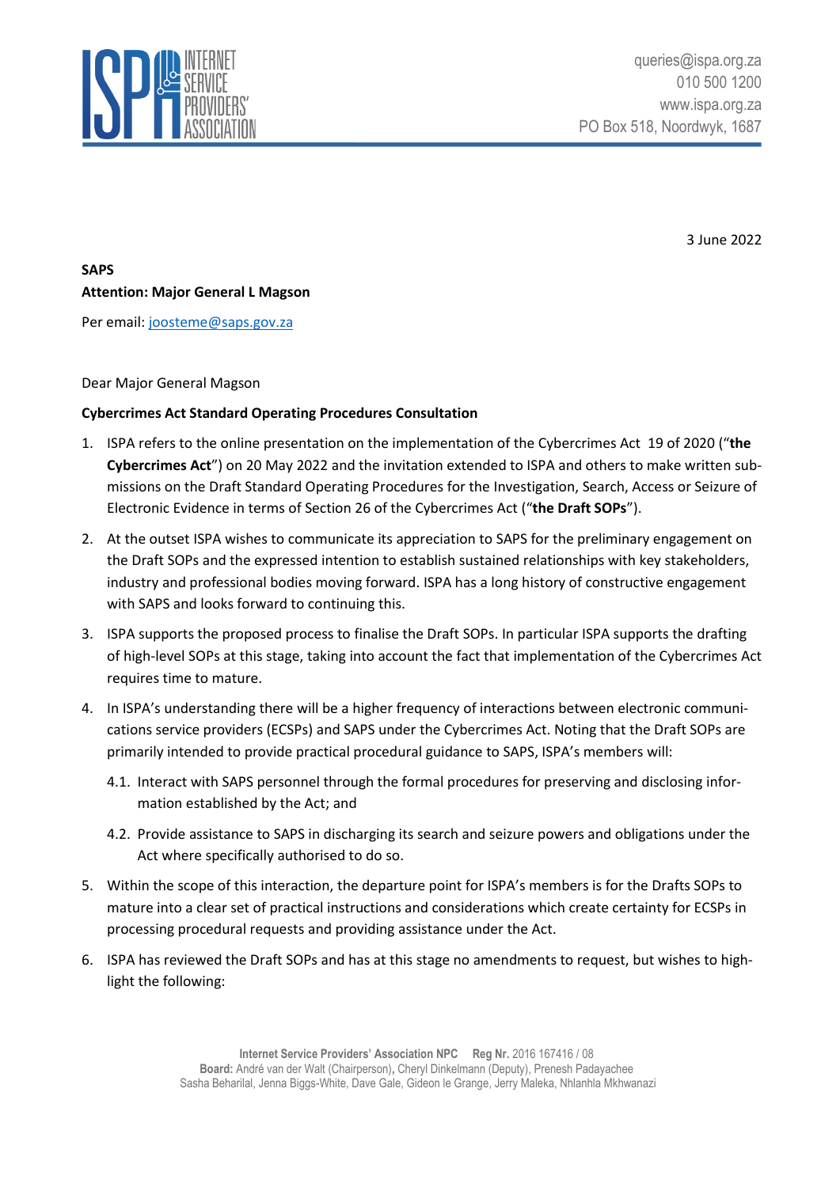queries@ispa.org.za
010 500 1200
www.ispa.org.za
PO Box 518, Noordwyk, 1687

3 June 2022

**SAPS**
**Attention: Major General L Magson**

Per email: joosteme@saps.gov.za

Dear Major General Magson

**Cybercrimes Act Standard Operating Procedures Consultation**

1. ISPA refers to the online presentation on the implementation of the Cybercrimes Act 19 of 2020 ("**the Cybercrimes Act**") on 20 May 2022 and the invitation extended to ISPA and others to make written submissions on the Draft Standard Operating Procedures for the Investigation, Search, Access or Seizure of Electronic Evidence in terms of Section 26 of the Cybercrimes Act ("**the Draft SOPs**").

2. At the outset ISPA wishes to communicate its appreciation to SAPS for the preliminary engagement on the Draft SOPs and the expressed intention to establish sustained relationships with key stakeholders, industry and professional bodies moving forward. ISPA has a long history of constructive engagement with SAPS and looks forward to continuing this.

3. ISPA supports the proposed process to finalise the Draft SOPs. In particular ISPA supports the drafting of high-level SOPs at this stage, taking into account the fact that implementation of the Cybercrimes Act requires time to mature.

4. In ISPA's understanding there will be a higher frequency of interactions between electronic communications service providers (ECSPs) and SAPS under the Cybercrimes Act. Noting that the Draft SOPs are primarily intended to provide practical procedural guidance to SAPS, ISPA's members will:

   4.1. Interact with SAPS personnel through the formal procedures for preserving and disclosing information established by the Act; and

   4.2. Provide assistance to SAPS in discharging its search and seizure powers and obligations under the Act where specifically authorised to do so.

5. Within the scope of this interaction, the departure point for ISPA's members is for the Drafts SOPs to mature into a clear set of practical instructions and considerations which create certainty for ECSPs in processing procedural requests and providing assistance under the Act.

6. ISPA has reviewed the Draft SOPs and has at this stage no amendments to request, but wishes to highlight the following:

**Internet Service Providers' Association NPC** **Reg Nr.** 2016 167416 / 08
**Board:** André van der Walt (Chairperson), Cheryl Dinkelmann (Deputy), Prenesh Padayachee
Sasha Beharilal, Jenna Biggs-White, Dave Gale, Gideon le Grange, Jerry Maleka, Nhlanhla Mkhwanazi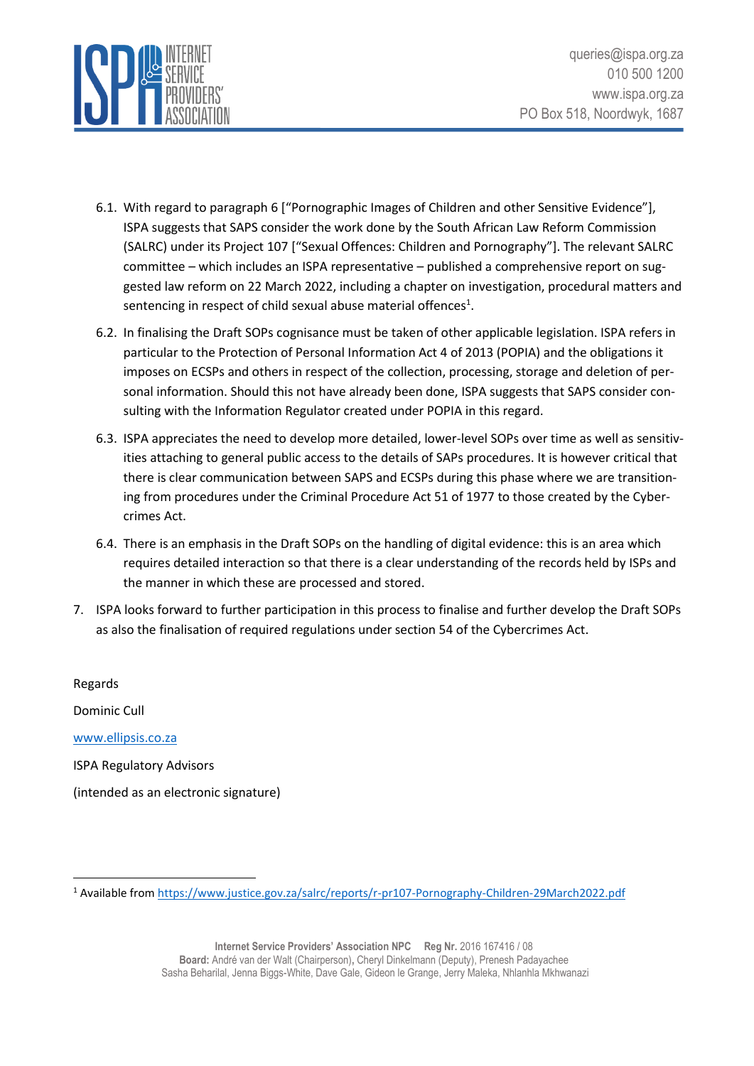6.1. With regard to paragraph 6 ["Pornographic Images of Children and other Sensitive Evidence"], ISPA suggests that SAPS consider the work done by the South African Law Reform Commission (SALRC) under its Project 107 ["Sexual Offences: Children and Pornography"]. The relevant SALRC committee – which includes an ISPA representative – published a comprehensive report on suggested law reform on 22 March 2022, including a chapter on investigation, procedural matters and sentencing in respect of child sexual abuse material offences[1].

6.2. In finalising the Draft SOPs cognisance must be taken of other applicable legislation. ISPA refers in particular to the Protection of Personal Information Act 4 of 2013 (POPIA) and the obligations it imposes on ECSPs and others in respect of the collection, processing, storage and deletion of personal information. Should this not have already been done, ISPA suggests that SAPS consider consulting with the Information Regulator created under POPIA in this regard.

6.3. ISPA appreciates the need to develop more detailed, lower-level SOPs over time as well as sensitivities attaching to general public access to the details of SAPs procedures. It is however critical that there is clear communication between SAPS and ECSPs during this phase where we are transitioning from procedures under the Criminal Procedure Act 51 of 1977 to those created by the Cybercrimes Act.

6.4. There is an emphasis in the Draft SOPs on the handling of digital evidence: this is an area which requires detailed interaction so that there is a clear understanding of the records held by ISPs and the manner in which these are processed and stored.

7. ISPA looks forward to further participation in this process to finalise and further develop the Draft SOPs as also the finalisation of required regulations under section 54 of the Cybercrimes Act.

Regards

Dominic Cull

www.ellipsis.co.za

ISPA Regulatory Advisors

(intended as an electronic signature)

---

[1] Available from https://www.justice.gov.za/salrc/reports/r-pr107-Pornography-Children-29March2022.pdf